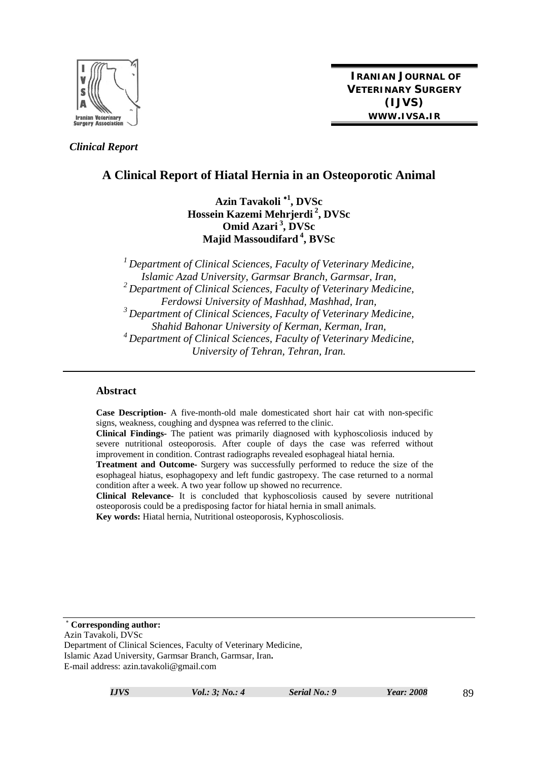IRANIAN JOURNAL OF VETERINARY SURGERY (IJVS)
WWW.IVSA.IR

*Clinical Report*

# A Clinical Report of Hiatal Hernia in an Osteoporotic Animal

**Azin Tavakoli *[1], DVSc**
**Hossein Kazemi Mehrjerdi [2], DVSc**
**Omid Azari [3], DVSc**
**Majid Massoudifard [4], BVSc**

*[1] Department of Clinical Sciences, Faculty of Veterinary Medicine, Islamic Azad University, Garmsar Branch, Garmsar, Iran,*
*[2] Department of Clinical Sciences, Faculty of Veterinary Medicine, Ferdowsi University of Mashhad, Mashhad, Iran,*
*[3] Department of Clinical Sciences, Faculty of Veterinary Medicine, Shahid Bahonar University of Kerman, Kerman, Iran,*
*[4] Department of Clinical Sciences, Faculty of Veterinary Medicine, University of Tehran, Tehran, Iran.*

## Abstract

**Case Description-** A five-month-old male domesticated short hair cat with non-specific signs, weakness, coughing and dyspnea was referred to the clinic.

**Clinical Findings-** The patient was primarily diagnosed with kyphoscoliosis induced by severe nutritional osteoporosis. After couple of days the case was referred without improvement in condition. Contrast radiographs revealed esophageal hiatal hernia.

**Treatment and Outcome-** Surgery was successfully performed to reduce the size of the esophageal hiatus, esophagopexy and left fundic gastropexy. The case returned to a normal condition after a week. A two year follow up showed no recurrence.

**Clinical Relevance-** It is concluded that kyphoscoliosis caused by severe nutritional osteoporosis could be a predisposing factor for hiatal hernia in small animals.

**Key words:** Hiatal hernia, Nutritional osteoporosis, Kyphoscoliosis.

---

* **Corresponding author:**
Azin Tavakoli, DVSc
Department of Clinical Sciences, Faculty of Veterinary Medicine, Islamic Azad University, Garmsar Branch, Garmsar, Iran**.**
E-mail address: azin.tavakoli@gmail.com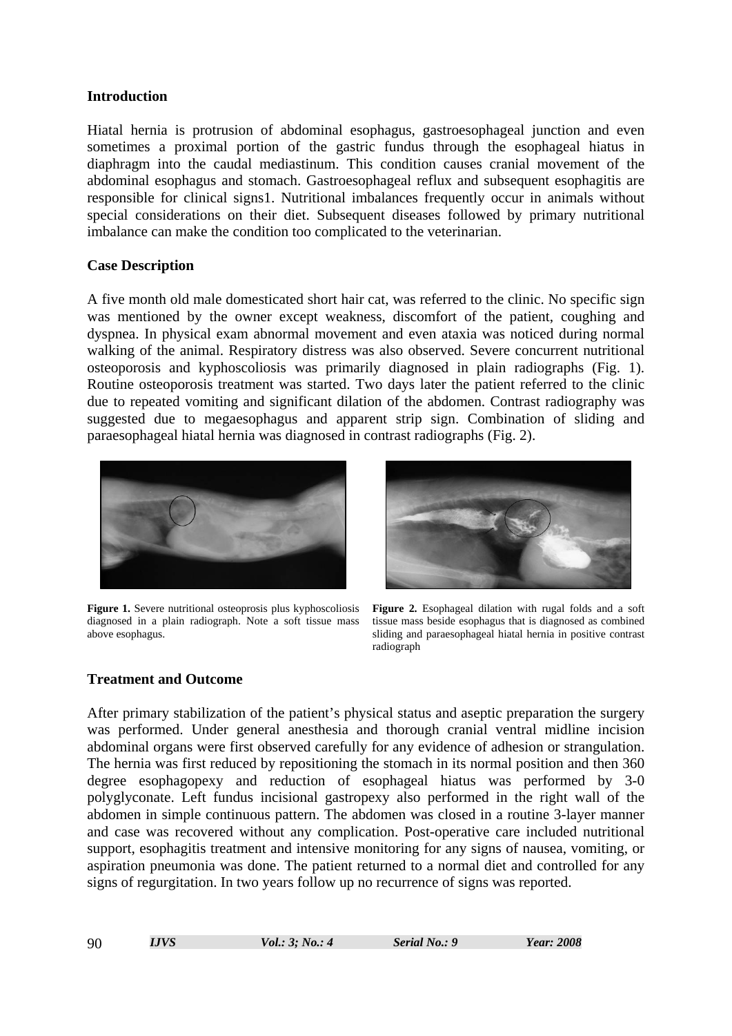## Introduction

Hiatal hernia is protrusion of abdominal esophagus, gastroesophageal junction and even sometimes a proximal portion of the gastric fundus through the esophageal hiatus in diaphragm into the caudal mediastinum. This condition causes cranial movement of the abdominal esophagus and stomach. Gastroesophageal reflux and subsequent esophagitis are responsible for clinical signs1. Nutritional imbalances frequently occur in animals without special considerations on their diet. Subsequent diseases followed by primary nutritional imbalance can make the condition too complicated to the veterinarian.

## Case Description

A five month old male domesticated short hair cat, was referred to the clinic. No specific sign was mentioned by the owner except weakness, discomfort of the patient, coughing and dyspnea. In physical exam abnormal movement and even ataxia was noticed during normal walking of the animal. Respiratory distress was also observed. Severe concurrent nutritional osteoporosis and kyphoscoliosis was primarily diagnosed in plain radiographs (Fig. 1). Routine osteoporosis treatment was started. Two days later the patient referred to the clinic due to repeated vomiting and significant dilation of the abdomen. Contrast radiography was suggested due to megaesophagus and apparent strip sign. Combination of sliding and paraesophageal hiatal hernia was diagnosed in contrast radiographs (Fig. 2).

**Figure 1.** Severe nutritional osteoprosis plus kyphoscoliosis diagnosed in a plain radiograph. Note a soft tissue mass above esophagus.

**Figure 2.** Esophageal dilation with rugal folds and a soft tissue mass beside esophagus that is diagnosed as combined sliding and paraesophageal hiatal hernia in positive contrast radiograph

## Treatment and Outcome

After primary stabilization of the patient's physical status and aseptic preparation the surgery was performed. Under general anesthesia and thorough cranial ventral midline incision abdominal organs were first observed carefully for any evidence of adhesion or strangulation. The hernia was first reduced by repositioning the stomach in its normal position and then 360 degree esophagopexy and reduction of esophageal hiatus was performed by 3-0 polyglyconate. Left fundus incisional gastropexy also performed in the right wall of the abdomen in simple continuous pattern. The abdomen was closed in a routine 3-layer manner and case was recovered without any complication. Post-operative care included nutritional support, esophagitis treatment and intensive monitoring for any signs of nausea, vomiting, or aspiration pneumonia was done. The patient returned to a normal diet and controlled for any signs of regurgitation. In two years follow up no recurrence of signs was reported.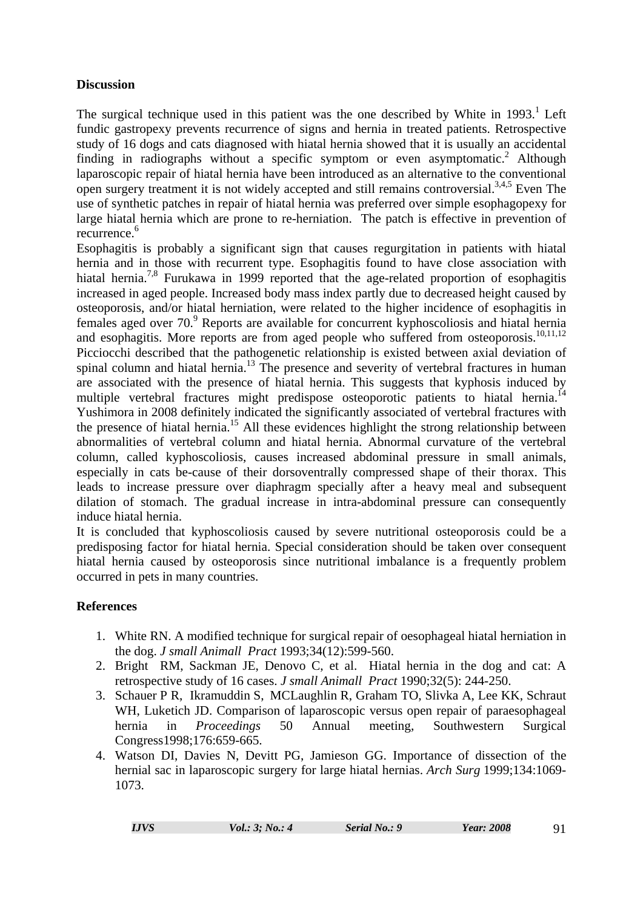**Discussion**

The surgical technique used in this patient was the one described by White in 1993.[1] Left fundic gastropexy prevents recurrence of signs and hernia in treated patients. Retrospective study of 16 dogs and cats diagnosed with hiatal hernia showed that it is usually an accidental finding in radiographs without a specific symptom or even asymptomatic.[2] Although laparoscopic repair of hiatal hernia have been introduced as an alternative to the conventional open surgery treatment it is not widely accepted and still remains controversial.[3,4,5] Even The use of synthetic patches in repair of hiatal hernia was preferred over simple esophagopexy for large hiatal hernia which are prone to re-herniation. The patch is effective in prevention of recurrence.[6]

Esophagitis is probably a significant sign that causes regurgitation in patients with hiatal hernia and in those with recurrent type. Esophagitis found to have close association with hiatal hernia.[7,8] Furukawa in 1999 reported that the age-related proportion of esophagitis increased in aged people. Increased body mass index partly due to decreased height caused by osteoporosis, and/or hiatal herniation, were related to the higher incidence of esophagitis in females aged over 70.[9] Reports are available for concurrent kyphoscoliosis and hiatal hernia and esophagitis. More reports are from aged people who suffered from osteoporosis.[10,11,12] Picciocchi described that the pathogenetic relationship is existed between axial deviation of spinal column and hiatal hernia.[13] The presence and severity of vertebral fractures in human are associated with the presence of hiatal hernia. This suggests that kyphosis induced by multiple vertebral fractures might predispose osteoporotic patients to hiatal hernia.[14] Yushimora in 2008 definitely indicated the significantly associated of vertebral fractures with the presence of hiatal hernia.[15] All these evidences highlight the strong relationship between abnormalities of vertebral column and hiatal hernia. Abnormal curvature of the vertebral column, called kyphoscoliosis, causes increased abdominal pressure in small animals, especially in cats be-cause of their dorsoventrally compressed shape of their thorax. This leads to increase pressure over diaphragm specially after a heavy meal and subsequent dilation of stomach. The gradual increase in intra-abdominal pressure can consequently induce hiatal hernia.

It is concluded that kyphoscoliosis caused by severe nutritional osteoporosis could be a predisposing factor for hiatal hernia. Special consideration should be taken over consequent hiatal hernia caused by osteoporosis since nutritional imbalance is a frequently problem occurred in pets in many countries.

**References**

1. White RN. A modified technique for surgical repair of oesophageal hiatal herniation in the dog. *J small Animall Pract* 1993;34(12):599-560.
2. Bright RM, Sackman JE, Denovo C, et al. Hiatal hernia in the dog and cat: A retrospective study of 16 cases. *J small Animall Pract* 1990;32(5): 244-250.
3. Schauer P R, Ikramuddin S, MCLaughlin R, Graham TO, Slivka A, Lee KK, Schraut WH, Luketich JD. Comparison of laparoscopic versus open repair of paraesophageal hernia in *Proceedings* 50 Annual meeting, Southwestern Surgical Congress1998;176:659-665.
4. Watson DI, Davies N, Devitt PG, Jamieson GG. Importance of dissection of the hernial sac in laparoscopic surgery for large hiatal hernias. *Arch Surg* 1999;134:1069-1073.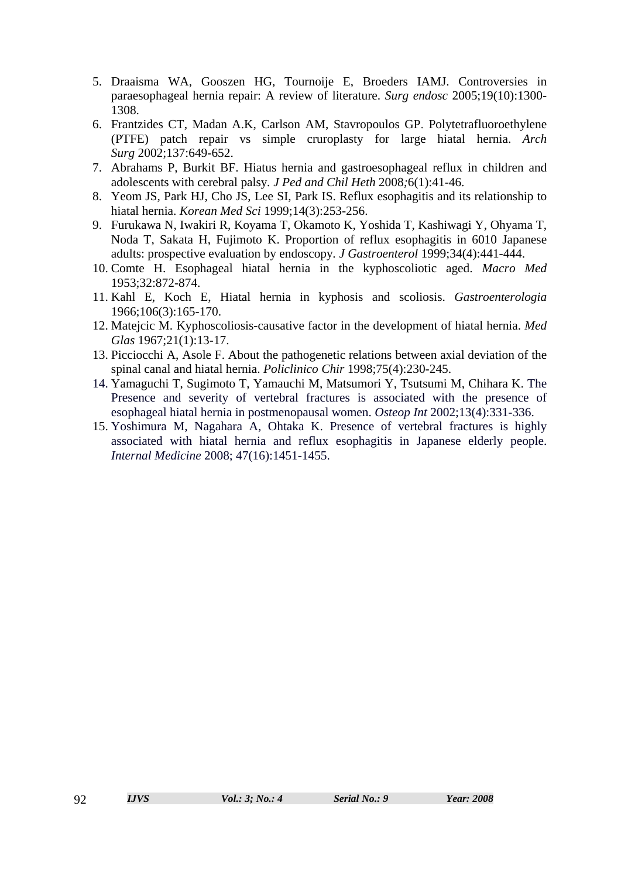5. Draaisma WA, Gooszen HG, Tournoije E, Broeders IAMJ. Controversies in paraesophageal hernia repair: A review of literature. *Surg endosc* 2005;19(10):1300-1308.
6. Frantzides CT, Madan A.K, Carlson AM, Stavropoulos GP. Polytetrafluoroethylene (PTFE) patch repair vs simple cruroplasty for large hiatal hernia. *Arch Surg* 2002;137:649-652.
7. Abrahams P, Burkit BF. Hiatus hernia and gastroesophageal reflux in children and adolescents with cerebral palsy. *J Ped and Chil Heth* 2008;6(1):41-46.
8. Yeom JS, Park HJ, Cho JS, Lee SI, Park IS. Reflux esophagitis and its relationship to hiatal hernia. *Korean Med Sci* 1999;14(3):253-256.
9. Furukawa N, Iwakiri R, Koyama T, Okamoto K, Yoshida T, Kashiwagi Y, Ohyama T, Noda T, Sakata H, Fujimoto K. Proportion of reflux esophagitis in 6010 Japanese adults: prospective evaluation by endoscopy. *J Gastroenterol* 1999;34(4):441-444.
10. Comte H. Esophageal hiatal hernia in the kyphoscoliotic aged. *Macro Med* 1953;32:872-874.
11. Kahl E, Koch E, Hiatal hernia in kyphosis and scoliosis. *Gastroenterologia* 1966;106(3):165-170.
12. Matejcic M. Kyphoscoliosis-causative factor in the development of hiatal hernia. *Med Glas* 1967;21(1):13-17.
13. Picciocchi A, Asole F. About the pathogenetic relations between axial deviation of the spinal canal and hiatal hernia. *Policlinico Chir* 1998;75(4):230-245.
14. Yamaguchi T, Sugimoto T, Yamauchi M, Matsumori Y, Tsutsumi M, Chihara K. The Presence and severity of vertebral fractures is associated with the presence of esophageal hiatal hernia in postmenopausal women. *Osteop Int* 2002;13(4):331-336.
15. Yoshimura M, Nagahara A, Ohtaka K. Presence of vertebral fractures is highly associated with hiatal hernia and reflux esophagitis in Japanese elderly people. *Internal Medicine* 2008; 47(16):1451-1455.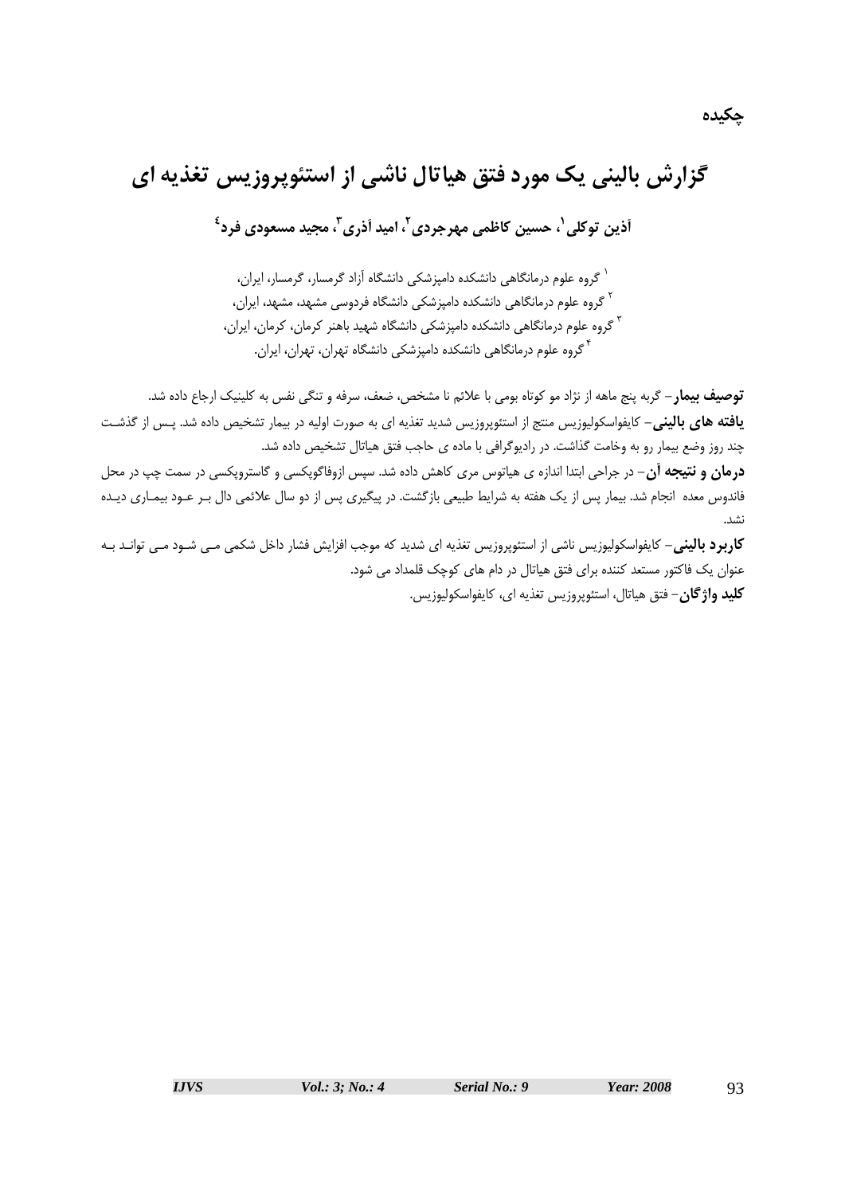## چکیده

# گزارش بالینی یک مورد فتق هیاتال ناشی از استئوپروزیس تغذیه ای

### آذین توکلی[1]، حسین کاظمی مهرجردی[2]، امید آذری[3]، مجید مسعودی فرد[4]

[1] گروه علوم درمانگاهی دانشکده دامپزشکی دانشگاه آزاد گرمسار، گرمسار، ایران،
[2] گروه علوم درمانگاهی دانشکده دامپزشکی دانشگاه فردوسی مشهد، مشهد، ایران،
[3] گروه علوم درمانگاهی دانشکده دامپزشکی دانشگاه شهید باهنر کرمان، کرمان، ایران،
[4] گروه علوم درمانگاهی دانشکده دامپزشکی دانشگاه تهران، تهران، ایران.

**توصیف بیمار**– گربه پنج ماهه از نژاد مو کوتاه بومی با علائم نا مشخص، ضعف، سرفه و تنگی نفس به کلینیک ارجاع داده شد.

**یافته های بالینی**– کایفواسکولیوزیس منتج از استئوپروزیس شدید تغذیه ای به صورت اولیه در بیمار تشخیص داده شد. پس از گذشت چند روز وضع بیمار رو به وخامت گذاشت. در رادیوگرافی با ماده ی حاجب فتق هیاتال تشخیص داده شد.

**درمان و نتیجه آن**– در جراحی ابتدا اندازه ی هیاتوس مری کاهش داده شد. سپس ازوفاگوپکسی و گاستروپکسی در سمت چپ در محل فاندوس معده انجام شد. بیمار پس از یک هفته به شرایط طبیعی بازگشت. در پیگیری پس از دو سال علائمی دال بر عود بیماری دیده نشد.

**کاربرد بالینی**– کایفواسکولیوزیس ناشی از استئوپروزیس تغذیه ای شدید که موجب افزایش فشار داخل شکمی می شود می تواند به عنوان یک فاکتور مستعد کننده برای فتق هیاتال در دام های کوچک قلمداد می شود.

**کلید واژگان**– فتق هیاتال، استئوپروزیس تغذیه ای، کایفواسکولیوزیس.